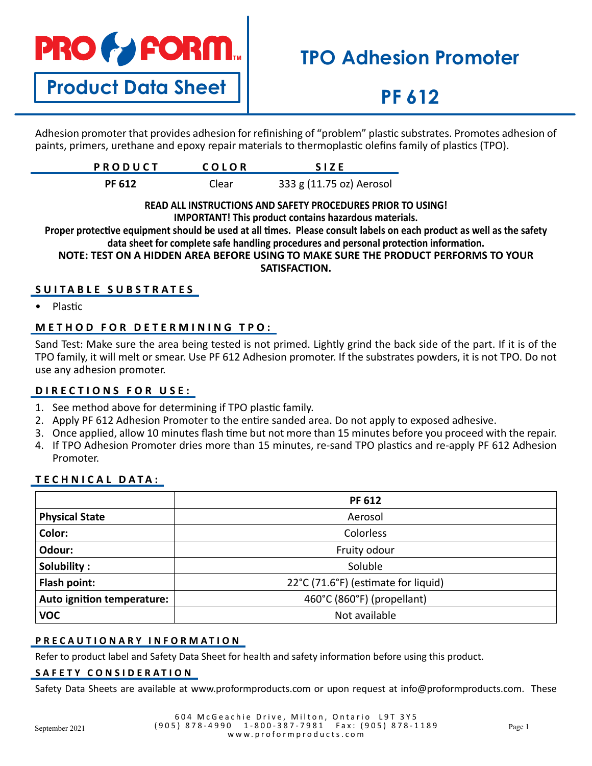# PRO FORM

**Product Data Sheet**

# TPO Adhesion Promoter

# PF 612

Adhesion promoter that provides adhesion for refinishing of "problem" plastic substrates. Promotes adhesion of paints, primers, urethane and epoxy repair materials to thermoplastic olefins family of plastics (TPO).

| PRODUCT | COLOR | SIZE |
|---|---|---|
| **PF 612** | Clear | 333 g (11.75 oz) Aerosol |

**READ ALL INSTRUCTIONS AND SAFETY PROCEDURES PRIOR TO USING!**
**IMPORTANT! This product contains hazardous materials.**
**Proper protective equipment should be used at all times. Please consult labels on each product as well as the safety data sheet for complete safe handling procedures and personal protection information.**
**NOTE: TEST ON A HIDDEN AREA BEFORE USING TO MAKE SURE THE PRODUCT PERFORMS TO YOUR SATISFACTION.**

## SUITABLE SUBSTRATES

- Plastic

## METHOD FOR DETERMINING TPO:

Sand Test: Make sure the area being tested is not primed. Lightly grind the back side of the part. If it is of the TPO family, it will melt or smear. Use PF 612 Adhesion promoter. If the substrates powders, it is not TPO. Do not use any adhesion promoter.

## DIRECTIONS FOR USE:

1. See method above for determining if TPO plastic family.
2. Apply PF 612 Adhesion Promoter to the entire sanded area. Do not apply to exposed adhesive.
3. Once applied, allow 10 minutes flash time but not more than 15 minutes before you proceed with the repair.
4. If TPO Adhesion Promoter dries more than 15 minutes, re-sand TPO plastics and re-apply PF 612 Adhesion Promoter.

## TECHNICAL DATA:

| | PF 612 |
|---|---|
| **Physical State** | Aerosol |
| **Color:** | Colorless |
| **Odour:** | Fruity odour |
| **Solubility :** | Soluble |
| **Flash point:** | 22°C (71.6°F) (estimate for liquid) |
| **Auto ignition temperature:** | 460°C (860°F) (propellant) |
| **VOC** | Not available |

## PRECAUTIONARY INFORMATION

Refer to product label and Safety Data Sheet for health and safety information before using this product.

## SAFETY CONSIDERATION

Safety Data Sheets are available at www.proformproducts.com or upon request at info@proformproducts.com. These

604 McGeachie Drive, Milton, Ontario L9T 3Y5
(905) 878-4990 1-800-387-7981 Fax: (905) 878-1189
www.proformproducts.com

September 2021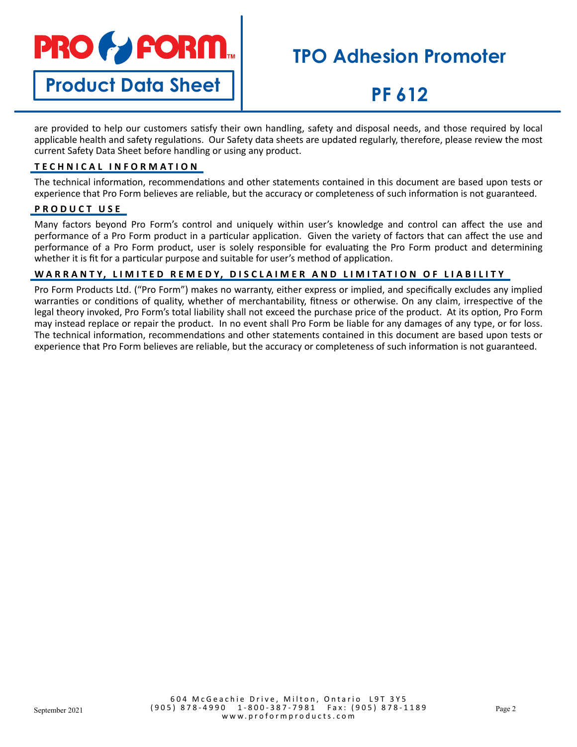are provided to help our customers satisfy their own handling, safety and disposal needs, and those required by local applicable health and safety regulations. Our Safety data sheets are updated regularly, therefore, please review the most current Safety Data Sheet before handling or using any product.

## TECHNICAL INFORMATION

The technical information, recommendations and other statements contained in this document are based upon tests or experience that Pro Form believes are reliable, but the accuracy or completeness of such information is not guaranteed.

## PRODUCT USE

Many factors beyond Pro Form's control and uniquely within user's knowledge and control can affect the use and performance of a Pro Form product in a particular application. Given the variety of factors that can affect the use and performance of a Pro Form product, user is solely responsible for evaluating the Pro Form product and determining whether it is fit for a particular purpose and suitable for user's method of application.

## WARRANTY, LIMITED REMEDY, DISCLAIMER AND LIMITATION OF LIABILITY

Pro Form Products Ltd. ("Pro Form") makes no warranty, either express or implied, and specifically excludes any implied warranties or conditions of quality, whether of merchantability, fitness or otherwise. On any claim, irrespective of the legal theory invoked, Pro Form's total liability shall not exceed the purchase price of the product. At its option, Pro Form may instead replace or repair the product. In no event shall Pro Form be liable for any damages of any type, or for loss. The technical information, recommendations and other statements contained in this document are based upon tests or experience that Pro Form believes are reliable, but the accuracy or completeness of such information is not guaranteed.